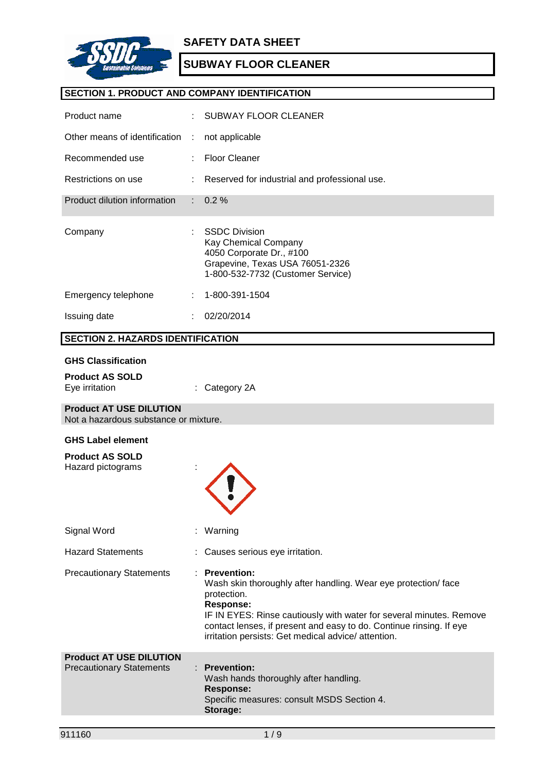# SAFETY DATA SHEET

## SUBWAY FLOOR CLEANER

## SECTION 1. PRODUCT AND COMPANY IDENTIFICATION

| | | |
|---|---|---|
| Product name | : | SUBWAY FLOOR CLEANER |
| Other means of identification | : | not applicable |
| Recommended use | : | Floor Cleaner |
| Restrictions on use | : | Reserved for industrial and professional use. |
| Product dilution information | : | 0.2 % |
| Company | : | SSDC Division<br>Kay Chemical Company<br>4050 Corporate Dr., #100<br>Grapevine, Texas USA 76051-2326<br>1-800-532-7732 (Customer Service) |
| Emergency telephone | : | 1-800-391-1504 |
| Issuing date | : | 02/20/2014 |

## SECTION 2. HAZARDS IDENTIFICATION

**GHS Classification**

**Product AS SOLD**

Eye irritation : Category 2A

**Product AT USE DILUTION**

Not a hazardous substance or mixture.

**GHS Label element**

**Product AS SOLD**

Hazard pictograms :

Signal Word : Warning

Hazard Statements : Causes serious eye irritation.

Precautionary Statements :

**Prevention:**
Wash skin thoroughly after handling. Wear eye protection/ face protection.

**Response:**
IF IN EYES: Rinse cautiously with water for several minutes. Remove contact lenses, if present and easy to do. Continue rinsing. If eye irritation persists: Get medical advice/ attention.

**Product AT USE DILUTION**

Precautionary Statements :

**Prevention:**
Wash hands thoroughly after handling.

**Response:**
Specific measures: consult MSDS Section 4.

**Storage:**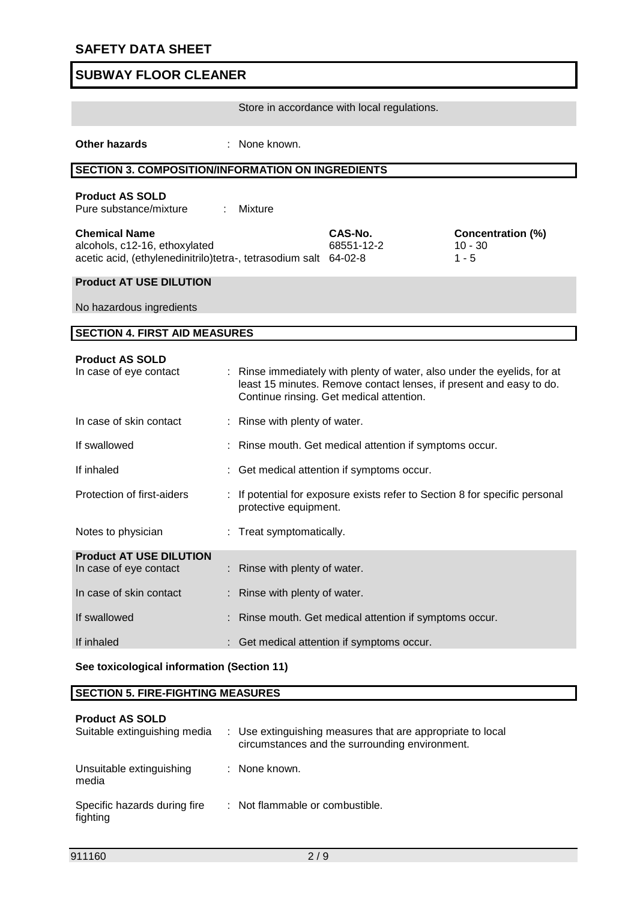Store in accordance with local regulations.

**Other hazards** : None known.

## SECTION 3. COMPOSITION/INFORMATION ON INGREDIENTS

**Product AS SOLD**

Pure substance/mixture : Mixture

| Chemical Name | CAS-No. | Concentration (%) |
|---|---|---|
| alcohols, c12-16, ethoxylated | 68551-12-2 | 10 - 30 |
| acetic acid, (ethylenedinitrilo)tetra-, tetrasodium salt | 64-02-8 | 1 - 5 |

**Product AT USE DILUTION**

No hazardous ingredients

## SECTION 4. FIRST AID MEASURES

**Product AS SOLD**

In case of eye contact : Rinse immediately with plenty of water, also under the eyelids, for at least 15 minutes. Remove contact lenses, if present and easy to do. Continue rinsing. Get medical attention.

In case of skin contact : Rinse with plenty of water.

If swallowed : Rinse mouth. Get medical attention if symptoms occur.

If inhaled : Get medical attention if symptoms occur.

Protection of first-aiders : If potential for exposure exists refer to Section 8 for specific personal protective equipment.

Notes to physician : Treat symptomatically.

**Product AT USE DILUTION**

In case of eye contact : Rinse with plenty of water.

In case of skin contact : Rinse with plenty of water.

If swallowed : Rinse mouth. Get medical attention if symptoms occur.

If inhaled : Get medical attention if symptoms occur.

**See toxicological information (Section 11)**

## SECTION 5. FIRE-FIGHTING MEASURES

**Product AS SOLD**

Suitable extinguishing media : Use extinguishing measures that are appropriate to local circumstances and the surrounding environment.

Unsuitable extinguishing media : None known.

Specific hazards during fire fighting : Not flammable or combustible.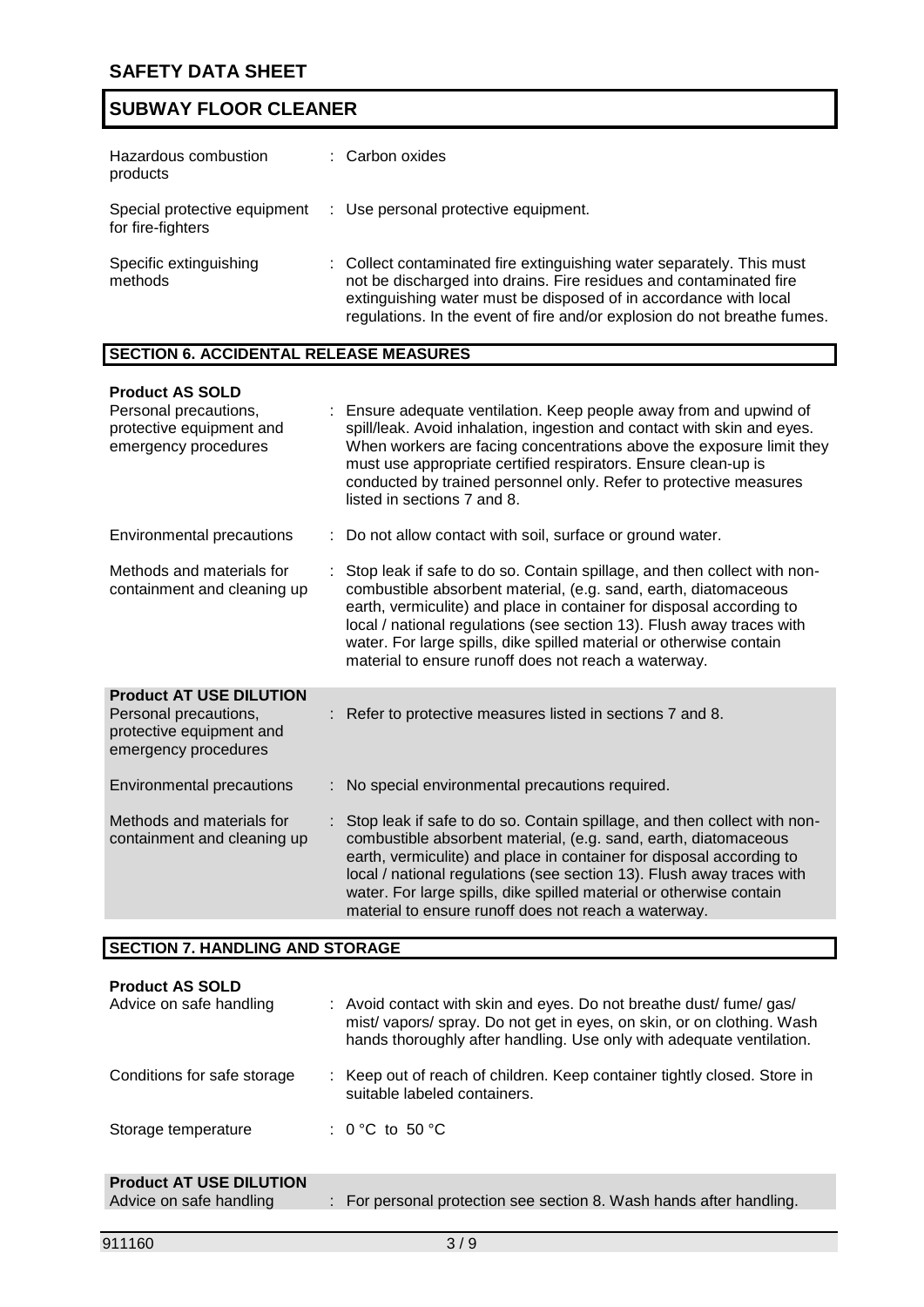Hazardous combustion products : Carbon oxides

Special protective equipment for fire-fighters : Use personal protective equipment.

Specific extinguishing methods : Collect contaminated fire extinguishing water separately. This must not be discharged into drains. Fire residues and contaminated fire extinguishing water must be disposed of in accordance with local regulations. In the event of fire and/or explosion do not breathe fumes.

## SECTION 6. ACCIDENTAL RELEASE MEASURES

**Product AS SOLD**

Personal precautions, protective equipment and emergency procedures : Ensure adequate ventilation. Keep people away from and upwind of spill/leak. Avoid inhalation, ingestion and contact with skin and eyes. When workers are facing concentrations above the exposure limit they must use appropriate certified respirators. Ensure clean-up is conducted by trained personnel only. Refer to protective measures listed in sections 7 and 8.

Environmental precautions : Do not allow contact with soil, surface or ground water.

Methods and materials for containment and cleaning up : Stop leak if safe to do so. Contain spillage, and then collect with non-combustible absorbent material, (e.g. sand, earth, diatomaceous earth, vermiculite) and place in container for disposal according to local / national regulations (see section 13). Flush away traces with water. For large spills, dike spilled material or otherwise contain material to ensure runoff does not reach a waterway.

**Product AT USE DILUTION**

Personal precautions, protective equipment and emergency procedures : Refer to protective measures listed in sections 7 and 8.

Environmental precautions : No special environmental precautions required.

Methods and materials for containment and cleaning up : Stop leak if safe to do so. Contain spillage, and then collect with non-combustible absorbent material, (e.g. sand, earth, diatomaceous earth, vermiculite) and place in container for disposal according to local / national regulations (see section 13). Flush away traces with water. For large spills, dike spilled material or otherwise contain material to ensure runoff does not reach a waterway.

## SECTION 7. HANDLING AND STORAGE

**Product AS SOLD**

Advice on safe handling : Avoid contact with skin and eyes. Do not breathe dust/ fume/ gas/ mist/ vapors/ spray. Do not get in eyes, on skin, or on clothing. Wash hands thoroughly after handling. Use only with adequate ventilation.

Conditions for safe storage : Keep out of reach of children. Keep container tightly closed. Store in suitable labeled containers.

Storage temperature : 0 °C to 50 °C

**Product AT USE DILUTION**

Advice on safe handling : For personal protection see section 8. Wash hands after handling.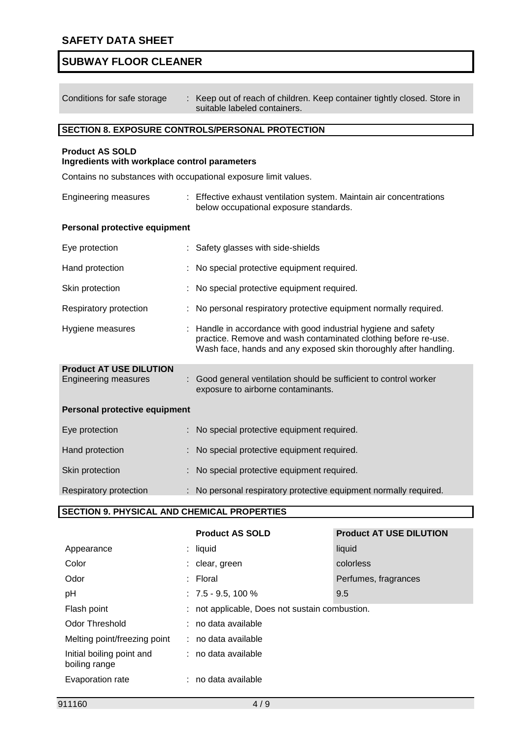| | |
|---|---|
| Conditions for safe storage | : Keep out of reach of children. Keep container tightly closed. Store in suitable labeled containers. |

## SECTION 8. EXPOSURE CONTROLS/PERSONAL PROTECTION

**Product AS SOLD**
**Ingredients with workplace control parameters**

Contains no substances with occupational exposure limit values.

| | |
|---|---|
| Engineering measures | : Effective exhaust ventilation system. Maintain air concentrations below occupational exposure standards. |

**Personal protective equipment**

| | |
|---|---|
| Eye protection | : Safety glasses with side-shields |
| Hand protection | : No special protective equipment required. |
| Skin protection | : No special protective equipment required. |
| Respiratory protection | : No personal respiratory protective equipment normally required. |
| Hygiene measures | : Handle in accordance with good industrial hygiene and safety practice. Remove and wash contaminated clothing before re-use. Wash face, hands and any exposed skin thoroughly after handling. |

**Product AT USE DILUTION**

| | |
|---|---|
| Engineering measures | : Good general ventilation should be sufficient to control worker exposure to airborne contaminants. |

**Personal protective equipment**

| | |
|---|---|
| Eye protection | : No special protective equipment required. |
| Hand protection | : No special protective equipment required. |
| Skin protection | : No special protective equipment required. |
| Respiratory protection | : No personal respiratory protective equipment normally required. |

## SECTION 9. PHYSICAL AND CHEMICAL PROPERTIES

| | Product AS SOLD | Product AT USE DILUTION |
|---|---|---|
| Appearance | : liquid | liquid |
| Color | : clear, green | colorless |
| Odor | : Floral | Perfumes, fragrances |
| pH | : 7.5 - 9.5, 100 % | 9.5 |
| Flash point | : not applicable, Does not sustain combustion. | |
| Odor Threshold | : no data available | |
| Melting point/freezing point | : no data available | |
| Initial boiling point and boiling range | : no data available | |
| Evaporation rate | : no data available | |

911160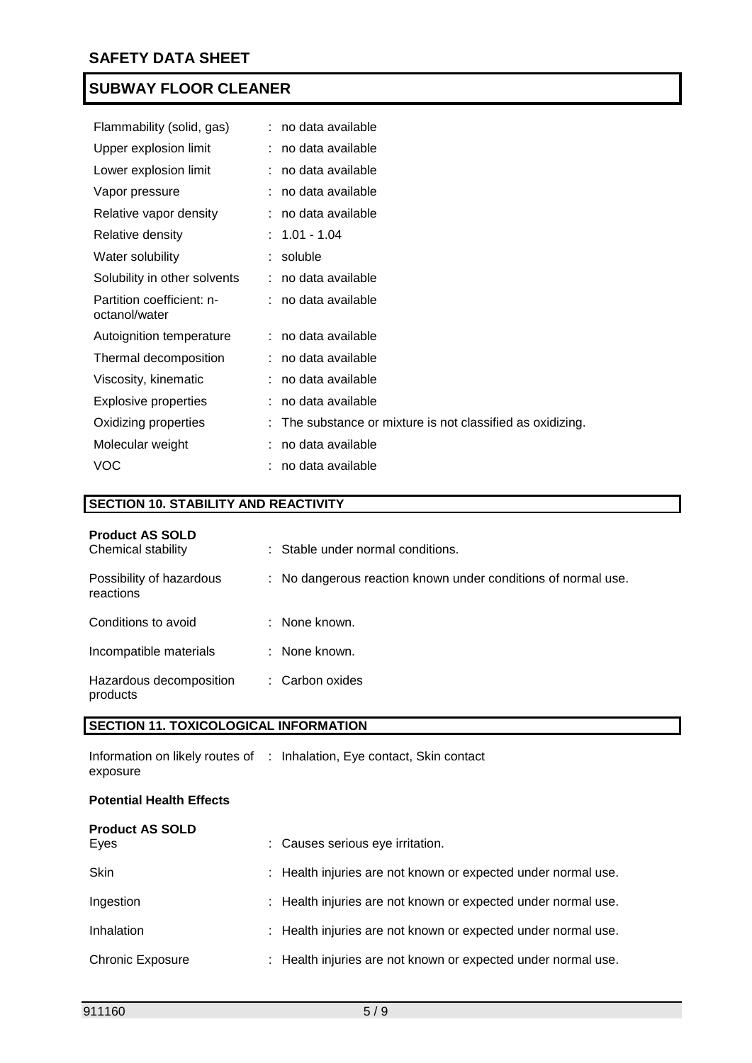| | |
|---|---|
| Flammability (solid, gas) | : no data available |
| Upper explosion limit | : no data available |
| Lower explosion limit | : no data available |
| Vapor pressure | : no data available |
| Relative vapor density | : no data available |
| Relative density | : 1.01 - 1.04 |
| Water solubility | : soluble |
| Solubility in other solvents | : no data available |
| Partition coefficient: n-octanol/water | : no data available |
| Autoignition temperature | : no data available |
| Thermal decomposition | : no data available |
| Viscosity, kinematic | : no data available |
| Explosive properties | : no data available |
| Oxidizing properties | : The substance or mixture is not classified as oxidizing. |
| Molecular weight | : no data available |
| VOC | : no data available |

## SECTION 10. STABILITY AND REACTIVITY

**Product AS SOLD**

| | |
|---|---|
| Chemical stability | : Stable under normal conditions. |
| Possibility of hazardous reactions | : No dangerous reaction known under conditions of normal use. |
| Conditions to avoid | : None known. |
| Incompatible materials | : None known. |
| Hazardous decomposition products | : Carbon oxides |

## SECTION 11. TOXICOLOGICAL INFORMATION

| | |
|---|---|
| Information on likely routes of exposure | : Inhalation, Eye contact, Skin contact |

**Potential Health Effects**

**Product AS SOLD**

| | |
|---|---|
| Eyes | : Causes serious eye irritation. |
| Skin | : Health injuries are not known or expected under normal use. |
| Ingestion | : Health injuries are not known or expected under normal use. |
| Inhalation | : Health injuries are not known or expected under normal use. |
| Chronic Exposure | : Health injuries are not known or expected under normal use. |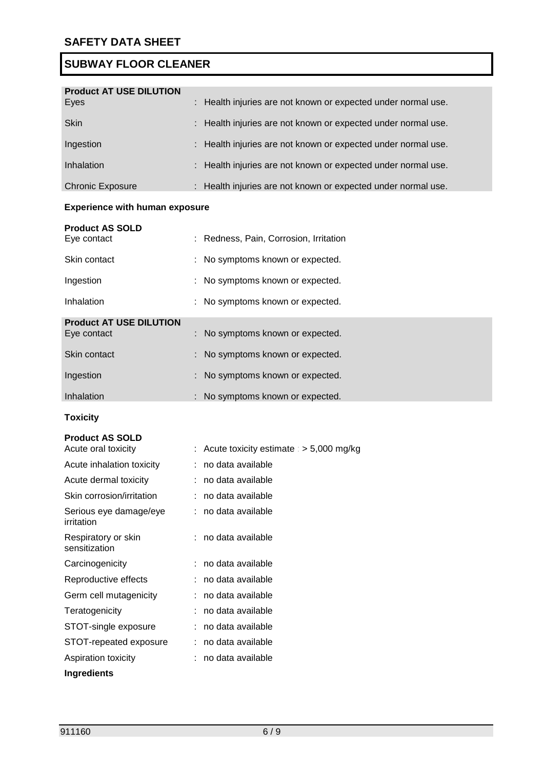**Product AT USE DILUTION**

| | |
|---|---|
| Eyes | : Health injuries are not known or expected under normal use. |
| Skin | : Health injuries are not known or expected under normal use. |
| Ingestion | : Health injuries are not known or expected under normal use. |
| Inhalation | : Health injuries are not known or expected under normal use. |
| Chronic Exposure | : Health injuries are not known or expected under normal use. |

**Experience with human exposure**

**Product AS SOLD**

| | |
|---|---|
| Eye contact | : Redness, Pain, Corrosion, Irritation |
| Skin contact | : No symptoms known or expected. |
| Ingestion | : No symptoms known or expected. |
| Inhalation | : No symptoms known or expected. |

**Product AT USE DILUTION**

| | |
|---|---|
| Eye contact | : No symptoms known or expected. |
| Skin contact | : No symptoms known or expected. |
| Ingestion | : No symptoms known or expected. |
| Inhalation | : No symptoms known or expected. |

**Toxicity**

**Product AS SOLD**

| | |
|---|---|
| Acute oral toxicity | : Acute toxicity estimate : > 5,000 mg/kg |
| Acute inhalation toxicity | : no data available |
| Acute dermal toxicity | : no data available |
| Skin corrosion/irritation | : no data available |
| Serious eye damage/eye irritation | : no data available |
| Respiratory or skin sensitization | : no data available |
| Carcinogenicity | : no data available |
| Reproductive effects | : no data available |
| Germ cell mutagenicity | : no data available |
| Teratogenicity | : no data available |
| STOT-single exposure | : no data available |
| STOT-repeated exposure | : no data available |
| Aspiration toxicity | : no data available |

**Ingredients**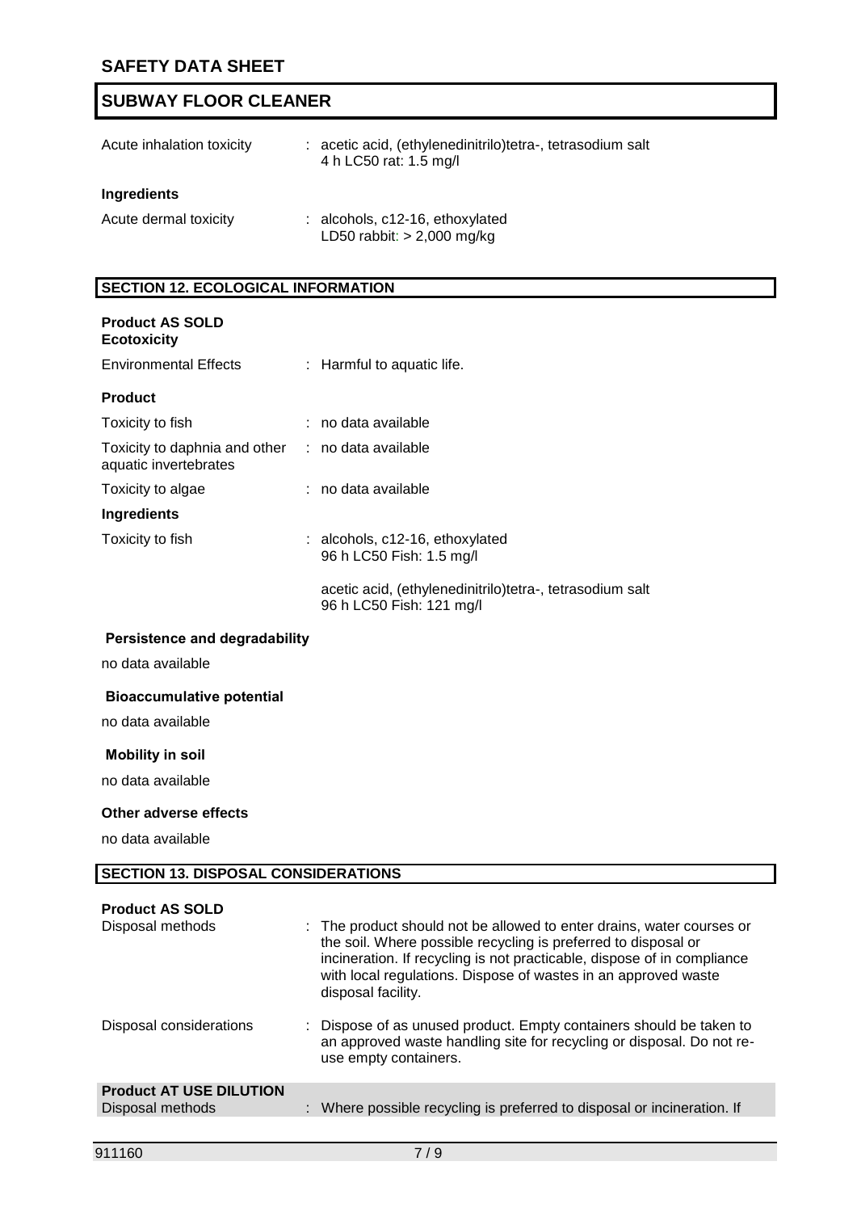| | |
|---|---|
| Acute inhalation toxicity | : acetic acid, (ethylenedinitrilo)tetra-, tetrasodium salt<br>4 h LC50 rat: 1.5 mg/l |

**Ingredients**

| | |
|---|---|
| Acute dermal toxicity | : alcohols, c12-16, ethoxylated<br>LD50 rabbit: > 2,000 mg/kg |

## SECTION 12. ECOLOGICAL INFORMATION

**Product AS SOLD**
**Ecotoxicity**

| | |
|---|---|
| Environmental Effects | : Harmful to aquatic life. |

**Product**

| | |
|---|---|
| Toxicity to fish | : no data available |
| Toxicity to daphnia and other aquatic invertebrates | : no data available |
| Toxicity to algae | : no data available |

**Ingredients**

| | |
|---|---|
| Toxicity to fish | : alcohols, c12-16, ethoxylated<br>96 h LC50 Fish: 1.5 mg/l<br><br>acetic acid, (ethylenedinitrilo)tetra-, tetrasodium salt<br>96 h LC50 Fish: 121 mg/l |

**Persistence and degradability**

no data available

**Bioaccumulative potential**

no data available

**Mobility in soil**

no data available

**Other adverse effects**

no data available

## SECTION 13. DISPOSAL CONSIDERATIONS

**Product AS SOLD**

| | |
|---|---|
| Disposal methods | : The product should not be allowed to enter drains, water courses or the soil. Where possible recycling is preferred to disposal or incineration. If recycling is not practicable, dispose of in compliance with local regulations. Dispose of wastes in an approved waste disposal facility. |
| Disposal considerations | : Dispose of as unused product. Empty containers should be taken to an approved waste handling site for recycling or disposal. Do not re-use empty containers. |

**Product AT USE DILUTION**

| | |
|---|---|
| Disposal methods | : Where possible recycling is preferred to disposal or incineration. If |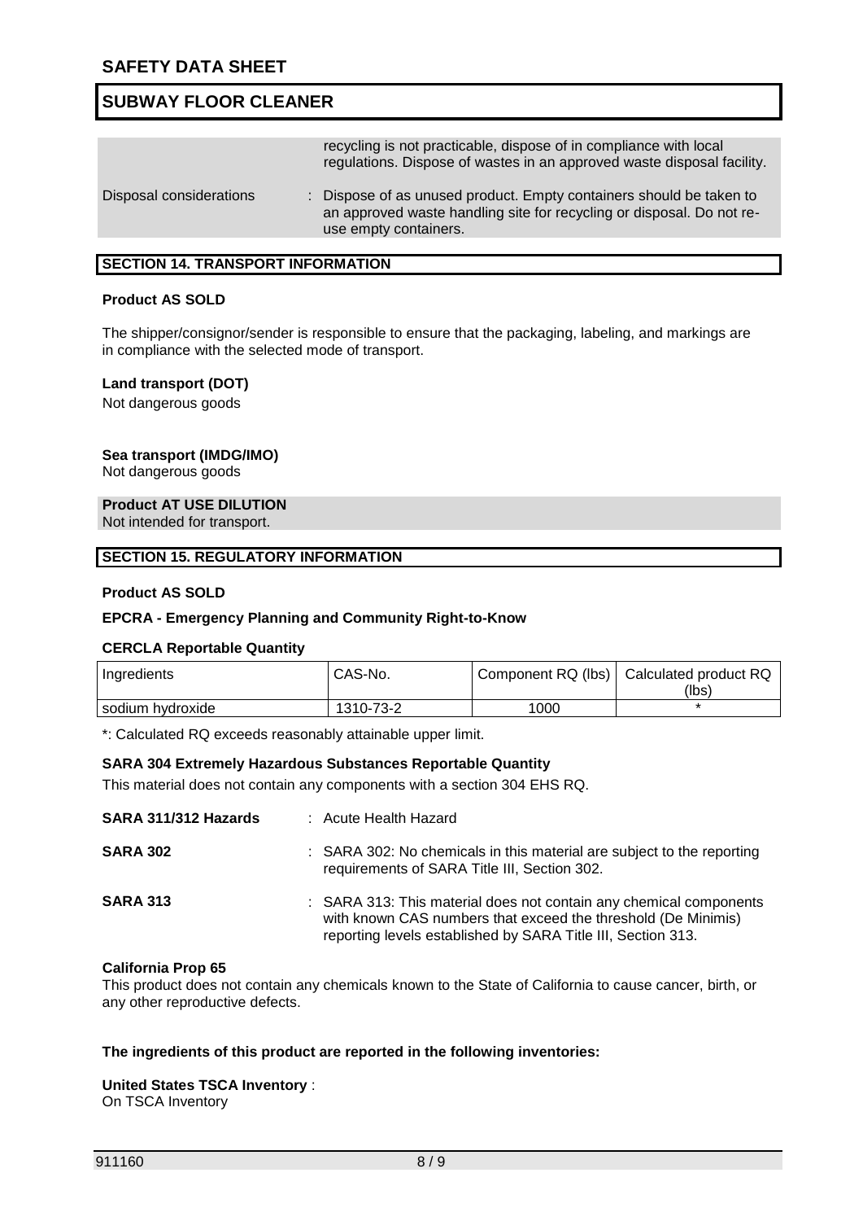| | |
|---|---|
| | recycling is not practicable, dispose of in compliance with local regulations. Dispose of wastes in an approved waste disposal facility. |
| Disposal considerations | : Dispose of as unused product. Empty containers should be taken to an approved waste handling site for recycling or disposal. Do not re-use empty containers. |

## SECTION 14. TRANSPORT INFORMATION

**Product AS SOLD**

The shipper/consignor/sender is responsible to ensure that the packaging, labeling, and markings are in compliance with the selected mode of transport.

**Land transport (DOT)**
Not dangerous goods

**Sea transport (IMDG/IMO)**
Not dangerous goods

**Product AT USE DILUTION**
Not intended for transport.

## SECTION 15. REGULATORY INFORMATION

**Product AS SOLD**

**EPCRA - Emergency Planning and Community Right-to-Know**

**CERCLA Reportable Quantity**

| Ingredients | CAS-No. | Component RQ (lbs) | Calculated product RQ (lbs) |
|---|---|---|---|
| sodium hydroxide | 1310-73-2 | 1000 | * |

*: Calculated RQ exceeds reasonably attainable upper limit.

**SARA 304 Extremely Hazardous Substances Reportable Quantity**

This material does not contain any components with a section 304 EHS RQ.

**SARA 311/312 Hazards** : Acute Health Hazard

**SARA 302** : SARA 302: No chemicals in this material are subject to the reporting requirements of SARA Title III, Section 302.

**SARA 313** : SARA 313: This material does not contain any chemical components with known CAS numbers that exceed the threshold (De Minimis) reporting levels established by SARA Title III, Section 313.

**California Prop 65**
This product does not contain any chemicals known to the State of California to cause cancer, birth, or any other reproductive defects.

**The ingredients of this product are reported in the following inventories:**

**United States TSCA Inventory** :
On TSCA Inventory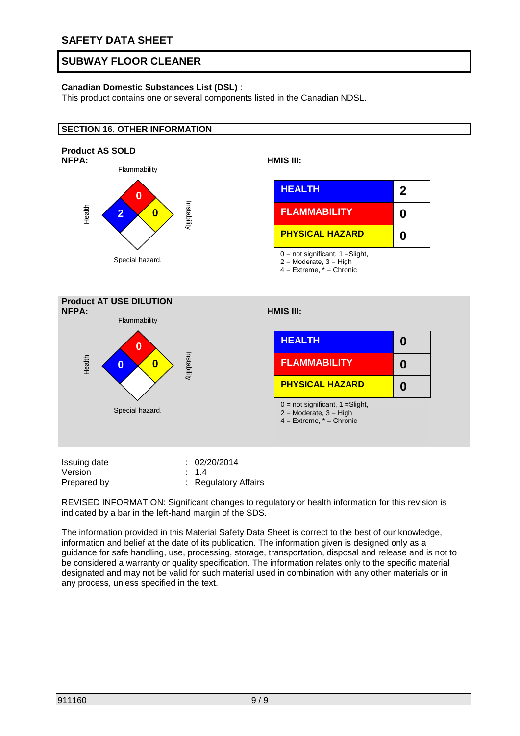## SAFETY DATA SHEET

## SUBWAY FLOOR CLEANER

**Canadian Domestic Substances List (DSL)** :
This product contains one or several components listed in the Canadian NDSL.

### SECTION 16. OTHER INFORMATION

**Product AS SOLD**

**NFPA:**

Flammability: 0
Health: 2
Instability: 0
Special hazard.

**HMIS III:**

| | |
|---|---|
| HEALTH | 2 |
| FLAMMABILITY | 0 |
| PHYSICAL HAZARD | 0 |

0 = not significant, 1 =Slight,
2 = Moderate, 3 = High
4 = Extreme, * = Chronic

**Product AT USE DILUTION**

**NFPA:**

Flammability: 0
Health: 0
Instability: 0
Special hazard.

**HMIS III:**

| | |
|---|---|
| HEALTH | 0 |
| FLAMMABILITY | 0 |
| PHYSICAL HAZARD | 0 |

0 = not significant, 1 =Slight,
2 = Moderate, 3 = High
4 = Extreme, * = Chronic

| | |
|---|---|
| Issuing date | : 02/20/2014 |
| Version | : 1.4 |
| Prepared by | : Regulatory Affairs |

REVISED INFORMATION: Significant changes to regulatory or health information for this revision is indicated by a bar in the left-hand margin of the SDS.

The information provided in this Material Safety Data Sheet is correct to the best of our knowledge, information and belief at the date of its publication. The information given is designed only as a guidance for safe handling, use, processing, storage, transportation, disposal and release and is not to be considered a warranty or quality specification. The information relates only to the specific material designated and may not be valid for such material used in combination with any other materials or in any process, unless specified in the text.

911160